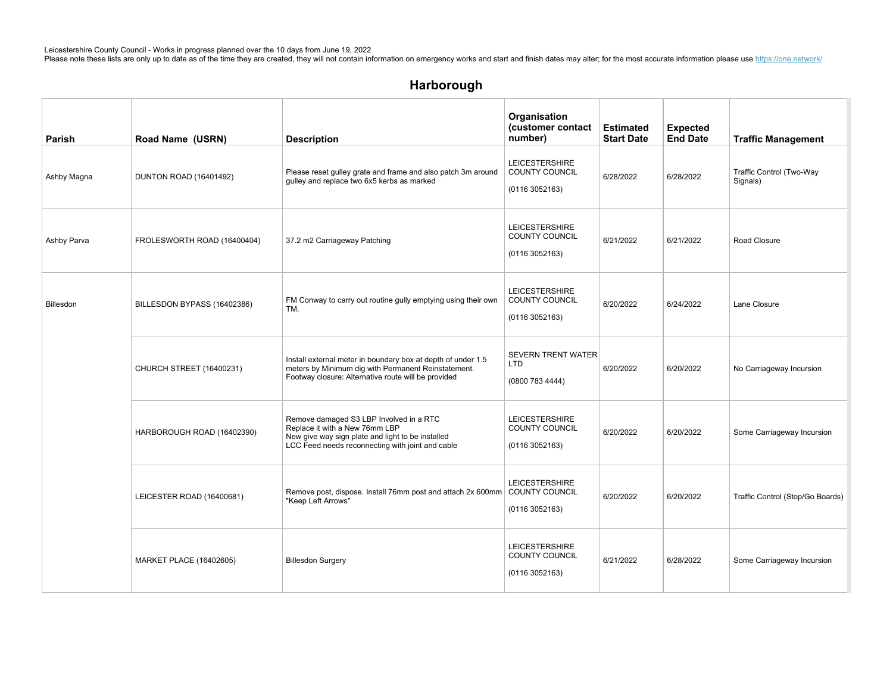Leicestershire County Council - Works in progress planned over the 10 days from June 19, 2022
Please note these lists are only up to date as of the time they are created, they will not contain information on emergency works and start and finish dates may alter; for the most accurate information please use https://one.network/

## Harborough

| Parish | Road Name (USRN) | Description | Organisation (customer contact number) | Estimated Start Date | Expected End Date | Traffic Management |
|---|---|---|---|---|---|---|
| Ashby Magna | DUNTON ROAD (16401492) | Please reset gulley grate and frame and also patch 3m around gulley and replace two 6x5 kerbs as marked | LEICESTERSHIRE COUNTY COUNCIL (0116 3052163) | 6/28/2022 | 6/28/2022 | Traffic Control (Two-Way Signals) |
| Ashby Parva | FROLESWORTH ROAD (16400404) | 37.2 m2 Carriageway Patching | LEICESTERSHIRE COUNTY COUNCIL (0116 3052163) | 6/21/2022 | 6/21/2022 | Road Closure |
| Billesdon | BILLESDON BYPASS (16402386) | FM Conway to carry out routine gully emptying using their own TM. | LEICESTERSHIRE COUNTY COUNCIL (0116 3052163) | 6/20/2022 | 6/24/2022 | Lane Closure |
| | CHURCH STREET (16400231) | Install external meter in boundary box at depth of under 1.5 meters by Minimum dig with Permanent Reinstatement. Footway closure: Alternative route will be provided | SEVERN TRENT WATER LTD (0800 783 4444) | 6/20/2022 | 6/20/2022 | No Carriageway Incursion |
| | HARBOROUGH ROAD (16402390) | Remove damaged S3 LBP Involved in a RTC Replace it with a New 76mm LBP New give way sign plate and light to be installed LCC Feed needs reconnecting with joint and cable | LEICESTERSHIRE COUNTY COUNCIL (0116 3052163) | 6/20/2022 | 6/20/2022 | Some Carriageway Incursion |
| | LEICESTER ROAD (16400681) | Remove post, dispose. Install 76mm post and attach 2x 600mm "Keep Left Arrows" | LEICESTERSHIRE COUNTY COUNCIL (0116 3052163) | 6/20/2022 | 6/20/2022 | Traffic Control (Stop/Go Boards) |
| | MARKET PLACE (16402605) | Billesdon Surgery | LEICESTERSHIRE COUNTY COUNCIL (0116 3052163) | 6/21/2022 | 6/28/2022 | Some Carriageway Incursion |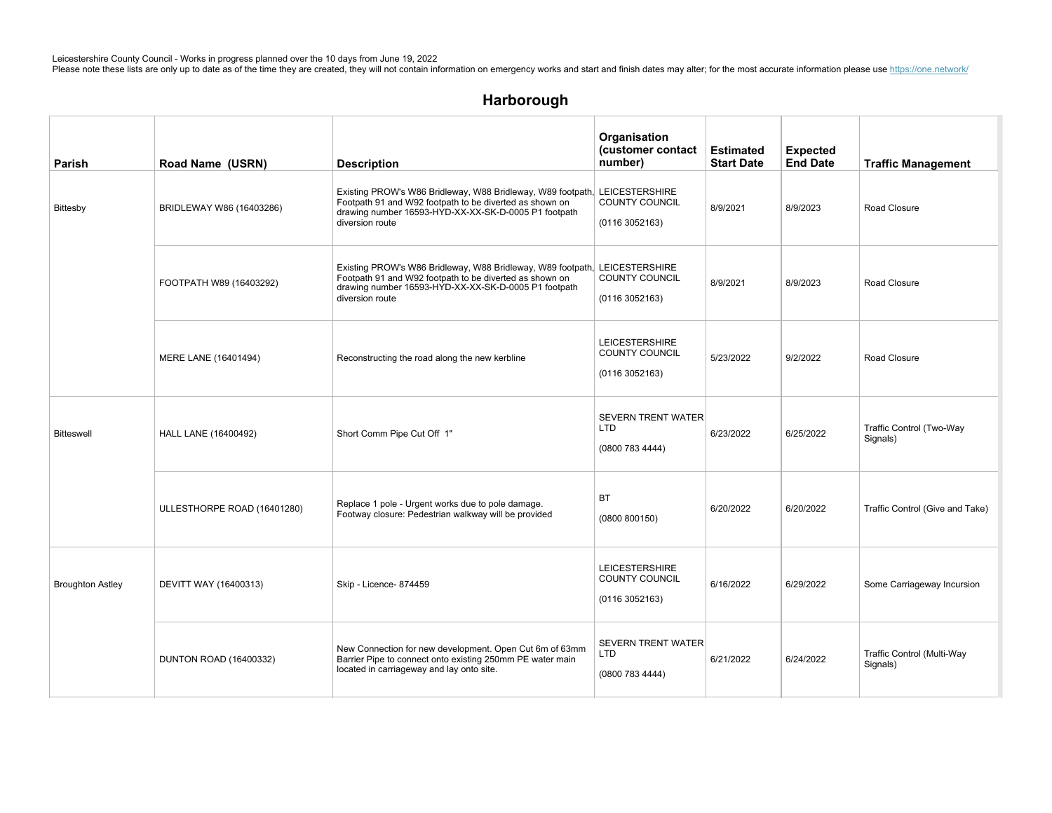Leicestershire County Council - Works in progress planned over the 10 days from June 19, 2022
Please note these lists are only up to date as of the time they are created, they will not contain information on emergency works and start and finish dates may alter; for the most accurate information please use https://one.network/

## Harborough

| Parish | Road Name (USRN) | Description | Organisation (customer contact number) | Estimated Start Date | Expected End Date | Traffic Management |
|---|---|---|---|---|---|---|
| Bittesby | BRIDLEWAY W86 (16403286) | Existing PROW's W86 Bridleway, W88 Bridleway, W89 footpath, Footpath 91 and W92 footpath to be diverted as shown on drawing number 16593-HYD-XX-XX-SK-D-0005 P1 footpath diversion route | LEICESTERSHIRE COUNTY COUNCIL (0116 3052163) | 8/9/2021 | 8/9/2023 | Road Closure |
| | FOOTPATH W89 (16403292) | Existing PROW's W86 Bridleway, W88 Bridleway, W89 footpath, Footpath 91 and W92 footpath to be diverted as shown on drawing number 16593-HYD-XX-XX-SK-D-0005 P1 footpath diversion route | LEICESTERSHIRE COUNTY COUNCIL (0116 3052163) | 8/9/2021 | 8/9/2023 | Road Closure |
| | MERE LANE (16401494) | Reconstructing the road along the new kerbline | LEICESTERSHIRE COUNTY COUNCIL (0116 3052163) | 5/23/2022 | 9/2/2022 | Road Closure |
| Bitteswell | HALL LANE (16400492) | Short Comm Pipe Cut Off 1" | SEVERN TRENT WATER LTD (0800 783 4444) | 6/23/2022 | 6/25/2022 | Traffic Control (Two-Way Signals) |
| | ULLESTHORPE ROAD (16401280) | Replace 1 pole - Urgent works due to pole damage. Footway closure: Pedestrian walkway will be provided | BT (0800 800150) | 6/20/2022 | 6/20/2022 | Traffic Control (Give and Take) |
| Broughton Astley | DEVITT WAY (16400313) | Skip - Licence- 874459 | LEICESTERSHIRE COUNTY COUNCIL (0116 3052163) | 6/16/2022 | 6/29/2022 | Some Carriageway Incursion |
| | DUNTON ROAD (16400332) | New Connection for new development. Open Cut 6m of 63mm Barrier Pipe to connect onto existing 250mm PE water main located in carriageway and lay onto site. | SEVERN TRENT WATER LTD (0800 783 4444) | 6/21/2022 | 6/24/2022 | Traffic Control (Multi-Way Signals) |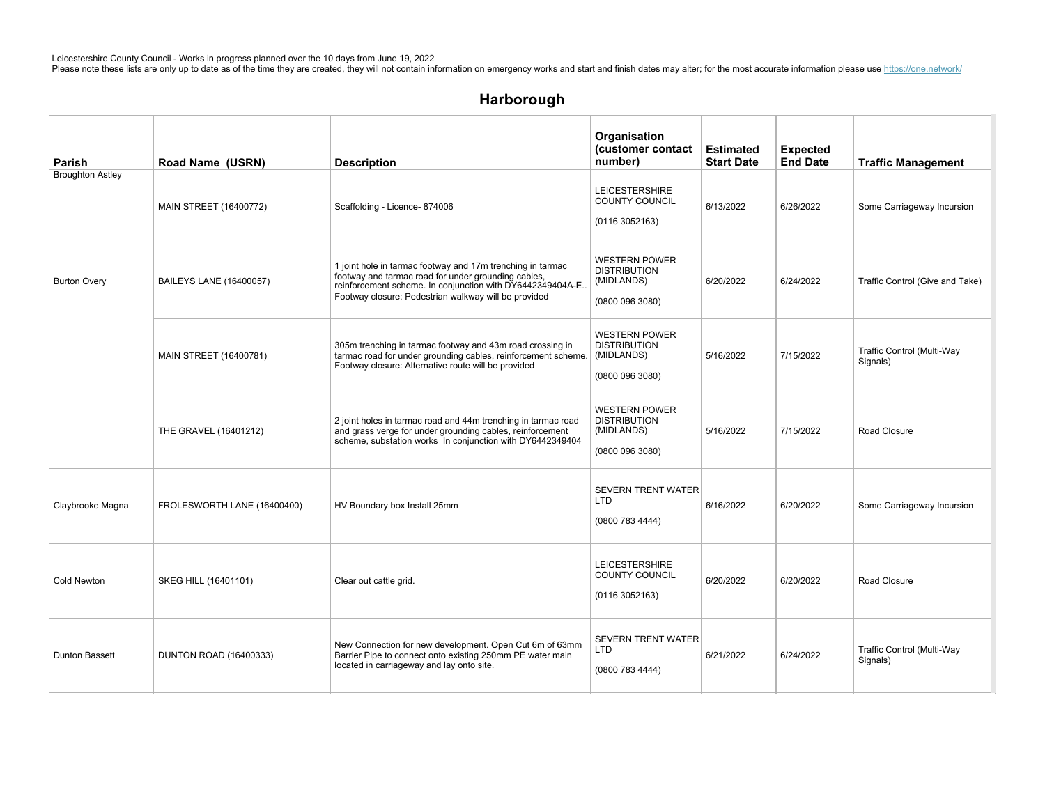Leicestershire County Council - Works in progress planned over the 10 days from June 19, 2022
Please note these lists are only up to date as of the time they are created, they will not contain information on emergency works and start and finish dates may alter; for the most accurate information please use https://one.network/

## Harborough

| Parish | Road Name (USRN) | Description | Organisation (customer contact number) | Estimated Start Date | Expected End Date | Traffic Management |
|---|---|---|---|---|---|---|
| Broughton Astley | MAIN STREET (16400772) | Scaffolding - Licence- 874006 | LEICESTERSHIRE COUNTY COUNCIL (0116 3052163) | 6/13/2022 | 6/26/2022 | Some Carriageway Incursion |
| Burton Overy | BAILEYS LANE (16400057) | 1 joint hole in tarmac footway and 17m trenching in tarmac footway and tarmac road for under grounding cables, reinforcement scheme. In conjunction with DY6442349404A-E.. Footway closure: Pedestrian walkway will be provided | WESTERN POWER DISTRIBUTION (MIDLANDS) (0800 096 3080) | 6/20/2022 | 6/24/2022 | Traffic Control (Give and Take) |
| | MAIN STREET (16400781) | 305m trenching in tarmac footway and 43m road crossing in tarmac road for under grounding cables, reinforcement scheme. Footway closure: Alternative route will be provided | WESTERN POWER DISTRIBUTION (MIDLANDS) (0800 096 3080) | 5/16/2022 | 7/15/2022 | Traffic Control (Multi-Way Signals) |
| | THE GRAVEL (16401212) | 2 joint holes in tarmac road and 44m trenching in tarmac road and grass verge for under grounding cables, reinforcement scheme, substation works In conjunction with DY6442349404 | WESTERN POWER DISTRIBUTION (MIDLANDS) (0800 096 3080) | 5/16/2022 | 7/15/2022 | Road Closure |
| Claybrooke Magna | FROLESWORTH LANE (16400400) | HV Boundary box Install 25mm | SEVERN TRENT WATER LTD (0800 783 4444) | 6/16/2022 | 6/20/2022 | Some Carriageway Incursion |
| Cold Newton | SKEG HILL (16401101) | Clear out cattle grid. | LEICESTERSHIRE COUNTY COUNCIL (0116 3052163) | 6/20/2022 | 6/20/2022 | Road Closure |
| Dunton Bassett | DUNTON ROAD (16400333) | New Connection for new development. Open Cut 6m of 63mm Barrier Pipe to connect onto existing 250mm PE water main located in carriageway and lay onto site. | SEVERN TRENT WATER LTD (0800 783 4444) | 6/21/2022 | 6/24/2022 | Traffic Control (Multi-Way Signals) |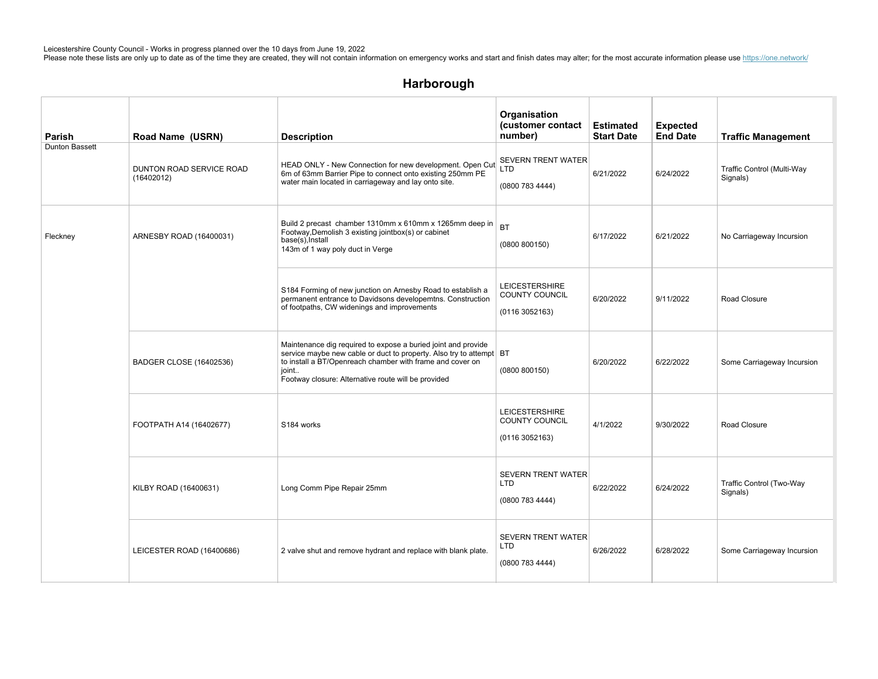Leicestershire County Council - Works in progress planned over the 10 days from June 19, 2022
Please note these lists are only up to date as of the time they are created, they will not contain information on emergency works and start and finish dates may alter; for the most accurate information please use https://one.network/

## Harborough

| Parish | Road Name (USRN) | Description | Organisation (customer contact number) | Estimated Start Date | Expected End Date | Traffic Management |
|---|---|---|---|---|---|---|
| Dunton Bassett | DUNTON ROAD SERVICE ROAD (16402012) | HEAD ONLY - New Connection for new development. Open Cut 6m of 63mm Barrier Pipe to connect onto existing 250mm PE water main located in carriageway and lay onto site. | SEVERN TRENT WATER LTD (0800 783 4444) | 6/21/2022 | 6/24/2022 | Traffic Control (Multi-Way Signals) |
| Fleckney | ARNESBY ROAD (16400031) | Build 2 precast chamber 1310mm x 610mm x 1265mm deep in Footway,Demolish 3 existing jointbox(s) or cabinet base(s),Install 143m of 1 way poly duct in Verge | BT (0800 800150) | 6/17/2022 | 6/21/2022 | No Carriageway Incursion |
| | | S184 Forming of new junction on Arnesby Road to establish a permanent entrance to Davidsons developemtns. Construction of footpaths, CW widenings and improvements | LEICESTERSHIRE COUNTY COUNCIL (0116 3052163) | 6/20/2022 | 9/11/2022 | Road Closure |
| | BADGER CLOSE (16402536) | Maintenance dig required to expose a buried joint and provide service maybe new cable or duct to property. Also try to attempt to install a BT/Openreach chamber with frame and cover on joint.. Footway closure: Alternative route will be provided | BT (0800 800150) | 6/20/2022 | 6/22/2022 | Some Carriageway Incursion |
| | FOOTPATH A14 (16402677) | S184 works | LEICESTERSHIRE COUNTY COUNCIL (0116 3052163) | 4/1/2022 | 9/30/2022 | Road Closure |
| | KILBY ROAD (16400631) | Long Comm Pipe Repair 25mm | SEVERN TRENT WATER LTD (0800 783 4444) | 6/22/2022 | 6/24/2022 | Traffic Control (Two-Way Signals) |
| | LEICESTER ROAD (16400686) | 2 valve shut and remove hydrant and replace with blank plate. | SEVERN TRENT WATER LTD (0800 783 4444) | 6/26/2022 | 6/28/2022 | Some Carriageway Incursion |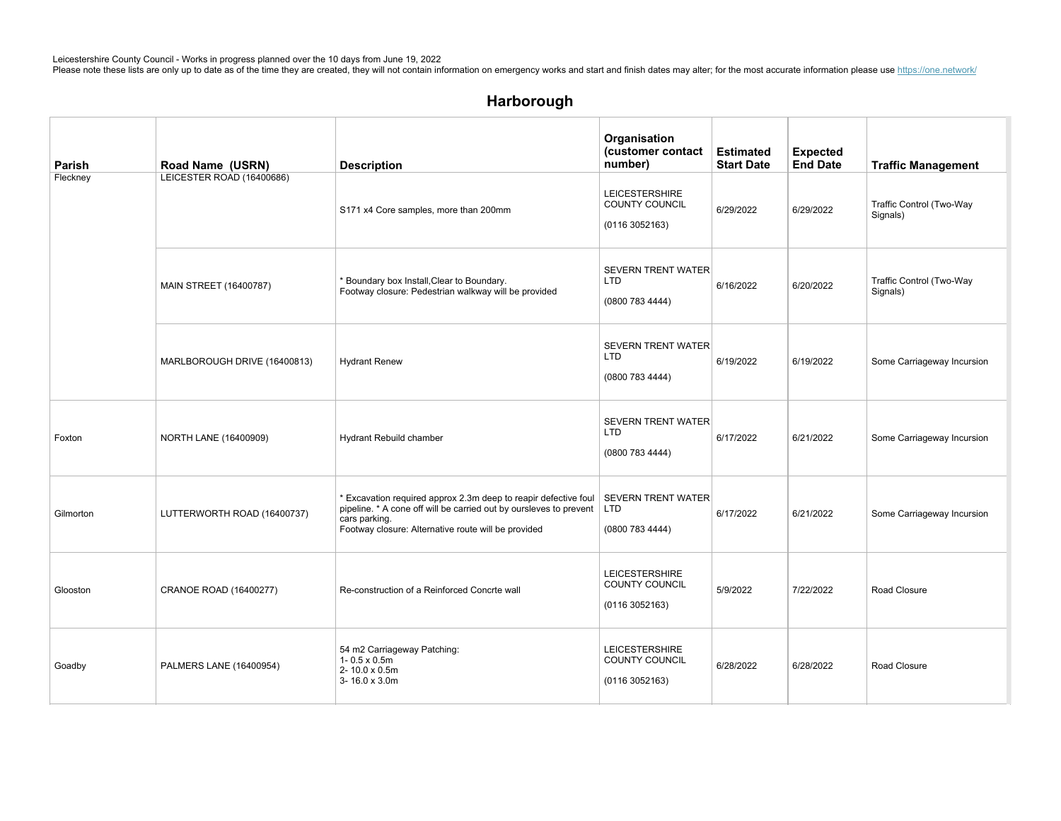Leicestershire County Council - Works in progress planned over the 10 days from June 19, 2022
Please note these lists are only up to date as of the time they are created, they will not contain information on emergency works and start and finish dates may alter; for the most accurate information please use https://one.network/

## Harborough

| Parish | Road Name (USRN) | Description | Organisation (customer contact number) | Estimated Start Date | Expected End Date | Traffic Management |
|---|---|---|---|---|---|---|
| Fleckney | LEICESTER ROAD (16400686) | S171 x4 Core samples, more than 200mm | LEICESTERSHIRE COUNTY COUNCIL (0116 3052163) | 6/29/2022 | 6/29/2022 | Traffic Control (Two-Way Signals) |
| | MAIN STREET (16400787) | * Boundary box Install,Clear to Boundary. Footway closure: Pedestrian walkway will be provided | SEVERN TRENT WATER LTD (0800 783 4444) | 6/16/2022 | 6/20/2022 | Traffic Control (Two-Way Signals) |
| | MARLBOROUGH DRIVE (16400813) | Hydrant Renew | SEVERN TRENT WATER LTD (0800 783 4444) | 6/19/2022 | 6/19/2022 | Some Carriageway Incursion |
| Foxton | NORTH LANE (16400909) | Hydrant Rebuild chamber | SEVERN TRENT WATER LTD (0800 783 4444) | 6/17/2022 | 6/21/2022 | Some Carriageway Incursion |
| Gilmorton | LUTTERWORTH ROAD (16400737) | * Excavation required approx 2.3m deep to reapir defective foul pipeline. * A cone off will be carried out by oursleves to prevent cars parking. Footway closure: Alternative route will be provided | SEVERN TRENT WATER LTD (0800 783 4444) | 6/17/2022 | 6/21/2022 | Some Carriageway Incursion |
| Glooston | CRANOE ROAD (16400277) | Re-construction of a Reinforced Concrte wall | LEICESTERSHIRE COUNTY COUNCIL (0116 3052163) | 5/9/2022 | 7/22/2022 | Road Closure |
| Goadby | PALMERS LANE (16400954) | 54 m2 Carriageway Patching: 1- 0.5 x 0.5m 2- 10.0 x 0.5m 3- 16.0 x 3.0m | LEICESTERSHIRE COUNTY COUNCIL (0116 3052163) | 6/28/2022 | 6/28/2022 | Road Closure |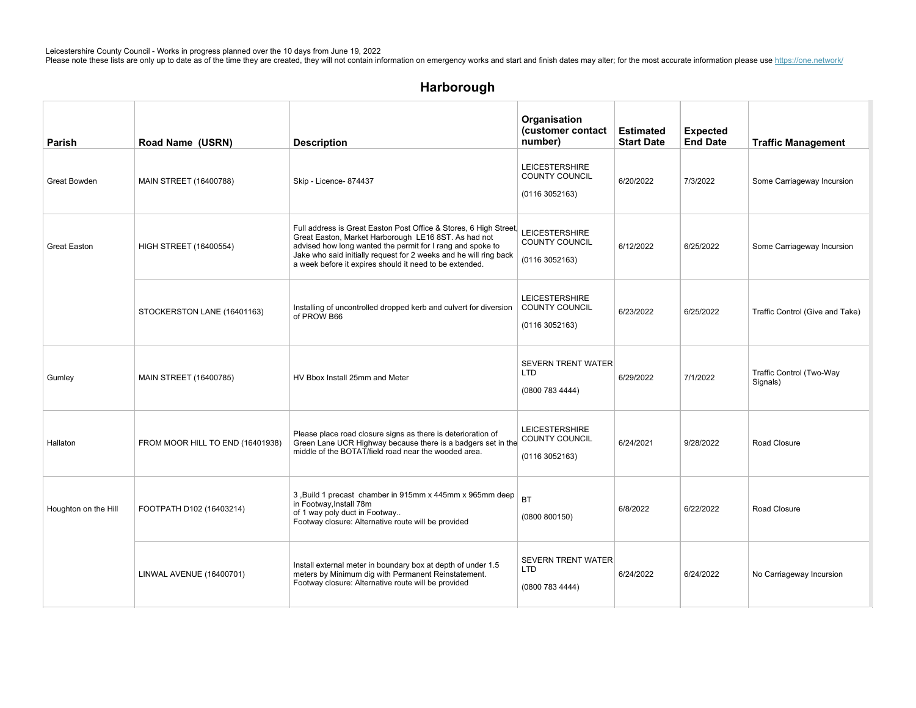Leicestershire County Council - Works in progress planned over the 10 days from June 19, 2022
Please note these lists are only up to date as of the time they are created, they will not contain information on emergency works and start and finish dates may alter; for the most accurate information please use https://one.network/

# Harborough

| Parish | Road Name (USRN) | Description | Organisation (customer contact number) | Estimated Start Date | Expected End Date | Traffic Management |
|---|---|---|---|---|---|---|
| Great Bowden | MAIN STREET (16400788) | Skip - Licence- 874437 | LEICESTERSHIRE COUNTY COUNCIL (0116 3052163) | 6/20/2022 | 7/3/2022 | Some Carriageway Incursion |
| Great Easton | HIGH STREET (16400554) | Full address is Great Easton Post Office & Stores, 6 High Street, Great Easton, Market Harborough LE16 8ST. As had not advised how long wanted the permit for I rang and spoke to Jake who said initially request for 2 weeks and he will ring back a week before it expires should it need to be extended. | LEICESTERSHIRE COUNTY COUNCIL (0116 3052163) | 6/12/2022 | 6/25/2022 | Some Carriageway Incursion |
| | STOCKERSTON LANE (16401163) | Installing of uncontrolled dropped kerb and culvert for diversion of PROW B66 | LEICESTERSHIRE COUNTY COUNCIL (0116 3052163) | 6/23/2022 | 6/25/2022 | Traffic Control (Give and Take) |
| Gumley | MAIN STREET (16400785) | HV Bbox Install 25mm and Meter | SEVERN TRENT WATER LTD (0800 783 4444) | 6/29/2022 | 7/1/2022 | Traffic Control (Two-Way Signals) |
| Hallaton | FROM MOOR HILL TO END (16401938) | Please place road closure signs as there is deterioration of Green Lane UCR Highway because there is a badgers set in the middle of the BOTAT/field road near the wooded area. | LEICESTERSHIRE COUNTY COUNCIL (0116 3052163) | 6/24/2021 | 9/28/2022 | Road Closure |
| Houghton on the Hill | FOOTPATH D102 (16403214) | 3 ,Build 1 precast chamber in 915mm x 445mm x 965mm deep in Footway,Install 78m of 1 way poly duct in Footway.. Footway closure: Alternative route will be provided | BT (0800 800150) | 6/8/2022 | 6/22/2022 | Road Closure |
| | LINWAL AVENUE (16400701) | Install external meter in boundary box at depth of under 1.5 meters by Minimum dig with Permanent Reinstatement. Footway closure: Alternative route will be provided | SEVERN TRENT WATER LTD (0800 783 4444) | 6/24/2022 | 6/24/2022 | No Carriageway Incursion |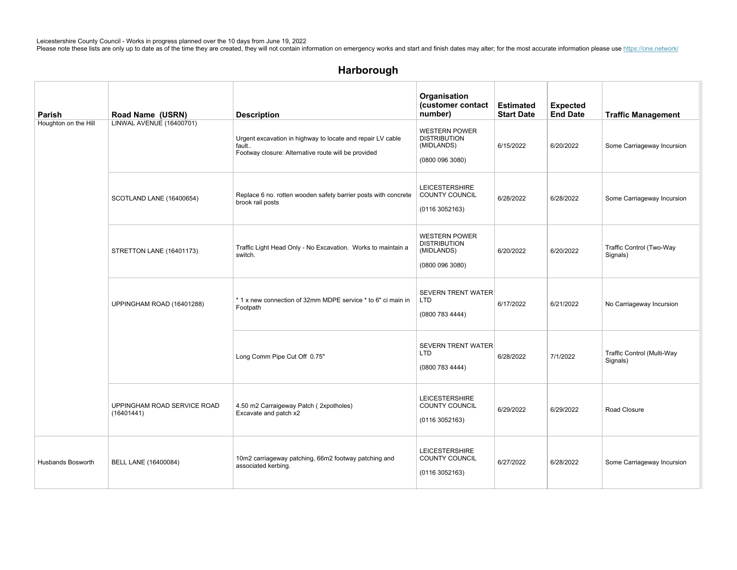Leicestershire County Council - Works in progress planned over the 10 days from June 19, 2022
Please note these lists are only up to date as of the time they are created, they will not contain information on emergency works and start and finish dates may alter; for the most accurate information please use https://one.network/

## Harborough

| Parish | Road Name (USRN) | Description | Organisation (customer contact number) | Estimated Start Date | Expected End Date | Traffic Management |
|---|---|---|---|---|---|---|
| Houghton on the Hill | LINWAL AVENUE (16400701) | Urgent excavation in highway to locate and repair LV cable fault.. Footway closure: Alternative route will be provided | WESTERN POWER DISTRIBUTION (MIDLANDS) (0800 096 3080) | 6/15/2022 | 6/20/2022 | Some Carriageway Incursion |
| | SCOTLAND LANE (16400654) | Replace 6 no. rotten wooden safety barrier posts with concrete brook rail posts | LEICESTERSHIRE COUNTY COUNCIL (0116 3052163) | 6/28/2022 | 6/28/2022 | Some Carriageway Incursion |
| | STRETTON LANE (16401173) | Traffic Light Head Only - No Excavation. Works to maintain a switch. | WESTERN POWER DISTRIBUTION (MIDLANDS) (0800 096 3080) | 6/20/2022 | 6/20/2022 | Traffic Control (Two-Way Signals) |
| | UPPINGHAM ROAD (16401288) | * 1 x new connection of 32mm MDPE service * to 6" ci main in Footpath | SEVERN TRENT WATER LTD (0800 783 4444) | 6/17/2022 | 6/21/2022 | No Carriageway Incursion |
| | | Long Comm Pipe Cut Off 0.75" | SEVERN TRENT WATER LTD (0800 783 4444) | 6/28/2022 | 7/1/2022 | Traffic Control (Multi-Way Signals) |
| | UPPINGHAM ROAD SERVICE ROAD (16401441) | 4.50 m2 Carraigeway Patch ( 2xpotholes) Excavate and patch x2 | LEICESTERSHIRE COUNTY COUNCIL (0116 3052163) | 6/29/2022 | 6/29/2022 | Road Closure |
| Husbands Bosworth | BELL LANE (16400084) | 10m2 carriageway patching, 66m2 footway patching and associated kerbing. | LEICESTERSHIRE COUNTY COUNCIL (0116 3052163) | 6/27/2022 | 6/28/2022 | Some Carriageway Incursion |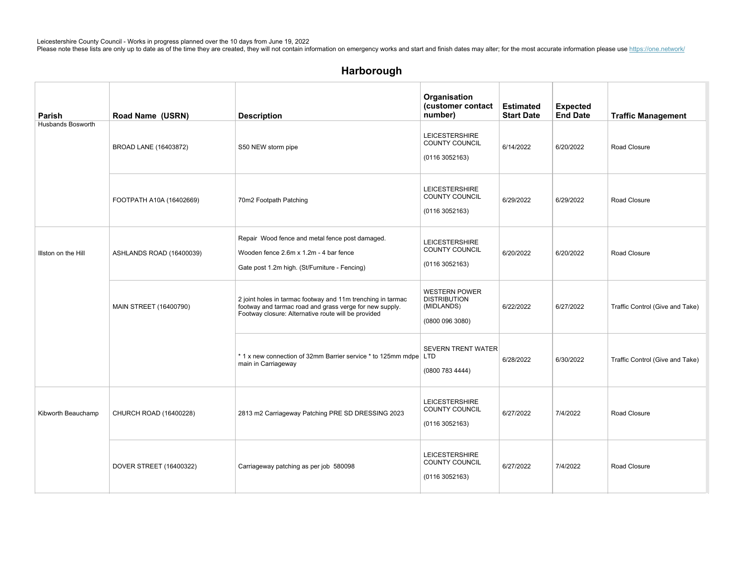Leicestershire County Council - Works in progress planned over the 10 days from June 19, 2022
Please note these lists are only up to date as of the time they are created, they will not contain information on emergency works and start and finish dates may alter; for the most accurate information please use https://one.network/

## Harborough

| Parish | Road Name (USRN) | Description | Organisation (customer contact number) | Estimated Start Date | Expected End Date | Traffic Management |
|---|---|---|---|---|---|---|
| Husbands Bosworth | BROAD LANE (16403872) | S50 NEW storm pipe | LEICESTERSHIRE COUNTY COUNCIL (0116 3052163) | 6/14/2022 | 6/20/2022 | Road Closure |
| | FOOTPATH A10A (16402669) | 70m2 Footpath Patching | LEICESTERSHIRE COUNTY COUNCIL (0116 3052163) | 6/29/2022 | 6/29/2022 | Road Closure |
| Illston on the Hill | ASHLANDS ROAD (16400039) | Repair Wood fence and metal fence post damaged. Wooden fence 2.6m x 1.2m - 4 bar fence Gate post 1.2m high. (St/Furniture - Fencing) | LEICESTERSHIRE COUNTY COUNCIL (0116 3052163) | 6/20/2022 | 6/20/2022 | Road Closure |
| | MAIN STREET (16400790) | 2 joint holes in tarmac footway and 11m trenching in tarmac footway and tarmac road and grass verge for new supply. Footway closure: Alternative route will be provided | WESTERN POWER DISTRIBUTION (MIDLANDS) (0800 096 3080) | 6/22/2022 | 6/27/2022 | Traffic Control (Give and Take) |
| | | * 1 x new connection of 32mm Barrier service * to 125mm mdpe main in Carriageway | SEVERN TRENT WATER LTD (0800 783 4444) | 6/28/2022 | 6/30/2022 | Traffic Control (Give and Take) |
| Kibworth Beauchamp | CHURCH ROAD (16400228) | 2813 m2 Carriageway Patching PRE SD DRESSING 2023 | LEICESTERSHIRE COUNTY COUNCIL (0116 3052163) | 6/27/2022 | 7/4/2022 | Road Closure |
| | DOVER STREET (16400322) | Carriageway patching as per job 580098 | LEICESTERSHIRE COUNTY COUNCIL (0116 3052163) | 6/27/2022 | 7/4/2022 | Road Closure |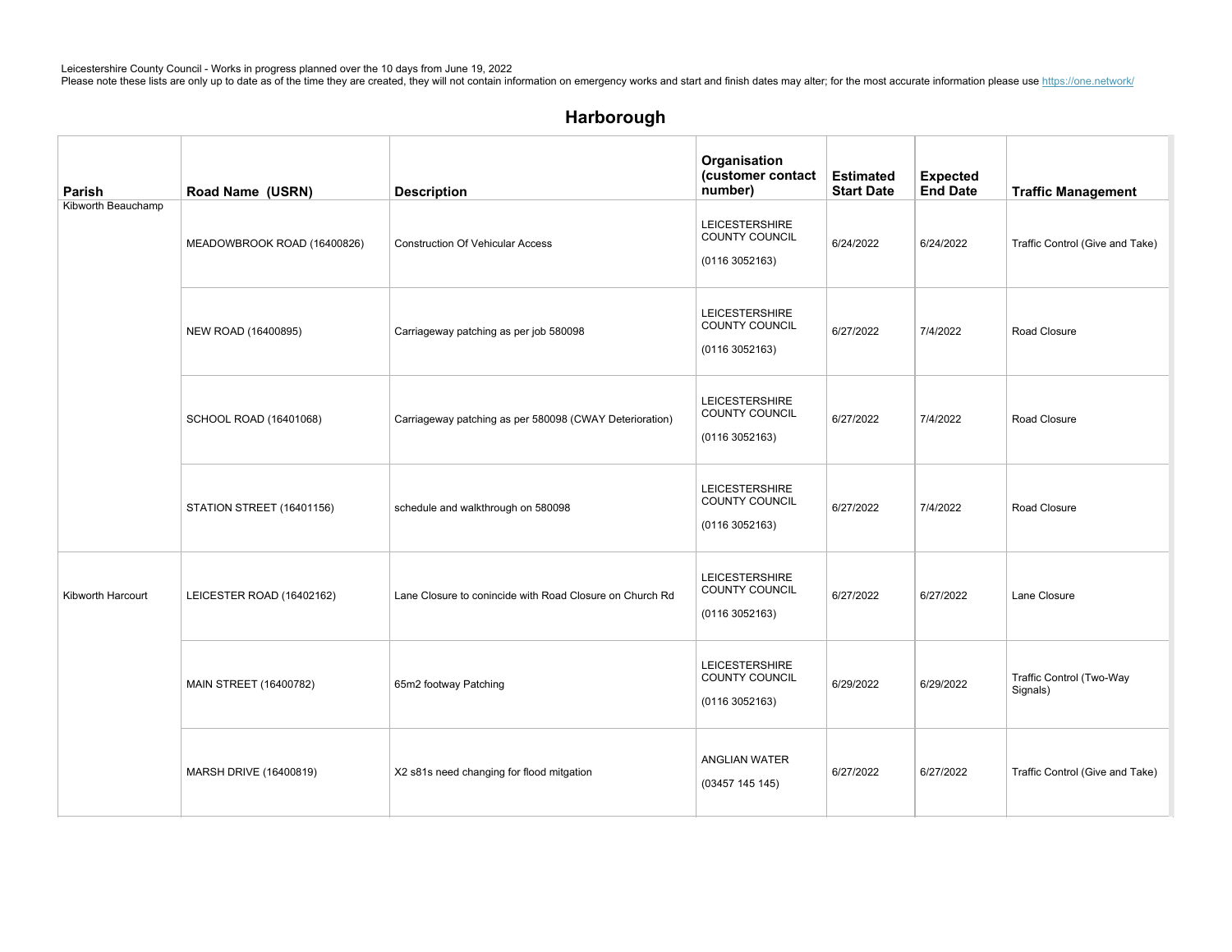Leicestershire County Council - Works in progress planned over the 10 days from June 19, 2022
Please note these lists are only up to date as of the time they are created, they will not contain information on emergency works and start and finish dates may alter; for the most accurate information please use https://one.network/

## Harborough

| Parish | Road Name (USRN) | Description | Organisation (customer contact number) | Estimated Start Date | Expected End Date | Traffic Management |
|---|---|---|---|---|---|---|
| Kibworth Beauchamp | MEADOWBROOK ROAD (16400826) | Construction Of Vehicular Access | LEICESTERSHIRE COUNTY COUNCIL (0116 3052163) | 6/24/2022 | 6/24/2022 | Traffic Control (Give and Take) |
| | NEW ROAD (16400895) | Carriageway patching as per job 580098 | LEICESTERSHIRE COUNTY COUNCIL (0116 3052163) | 6/27/2022 | 7/4/2022 | Road Closure |
| | SCHOOL ROAD (16401068) | Carriageway patching as per 580098 (CWAY Deterioration) | LEICESTERSHIRE COUNTY COUNCIL (0116 3052163) | 6/27/2022 | 7/4/2022 | Road Closure |
| | STATION STREET (16401156) | schedule and walkthrough on 580098 | LEICESTERSHIRE COUNTY COUNCIL (0116 3052163) | 6/27/2022 | 7/4/2022 | Road Closure |
| Kibworth Harcourt | LEICESTER ROAD (16402162) | Lane Closure to conincide with Road Closure on Church Rd | LEICESTERSHIRE COUNTY COUNCIL (0116 3052163) | 6/27/2022 | 6/27/2022 | Lane Closure |
| | MAIN STREET (16400782) | 65m2 footway Patching | LEICESTERSHIRE COUNTY COUNCIL (0116 3052163) | 6/29/2022 | 6/29/2022 | Traffic Control (Two-Way Signals) |
| | MARSH DRIVE (16400819) | X2 s81s need changing for flood mitgation | ANGLIAN WATER (03457 145 145) | 6/27/2022 | 6/27/2022 | Traffic Control (Give and Take) |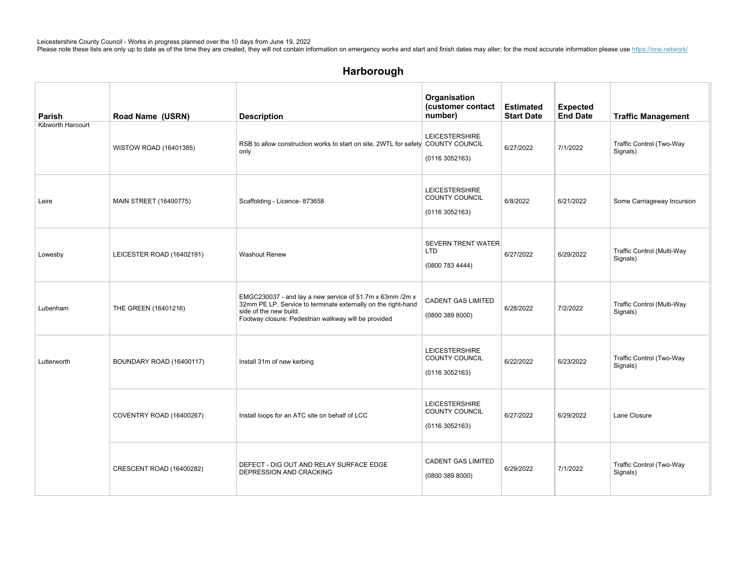Leicestershire County Council - Works in progress planned over the 10 days from June 19, 2022
Please note these lists are only up to date as of the time they are created, they will not contain information on emergency works and start and finish dates may alter; for the most accurate information please use https://one.network/

## Harborough

| Parish | Road Name (USRN) | Description | Organisation (customer contact number) | Estimated Start Date | Expected End Date | Traffic Management |
|---|---|---|---|---|---|---|
| Kibworth Harcourt | WISTOW ROAD (16401385) | RSB to allow construction works to start on site, 2WTL for safety only | LEICESTERSHIRE COUNTY COUNCIL (0116 3052163) | 6/27/2022 | 7/1/2022 | Traffic Control (Two-Way Signals) |
| Leire | MAIN STREET (16400775) | Scaffolding - Licence- 873658 | LEICESTERSHIRE COUNTY COUNCIL (0116 3052163) | 6/8/2022 | 6/21/2022 | Some Carriageway Incursion |
| Lowesby | LEICESTER ROAD (16402191) | Washout Renew | SEVERN TRENT WATER LTD (0800 783 4444) | 6/27/2022 | 6/29/2022 | Traffic Control (Multi-Way Signals) |
| Lubenham | THE GREEN (16401216) | EMGC230037 - and lay a new service of 51.7m x 63mm /2m x 32mm PE LP. Service to terminate externally on the right-hand side of the new build. Footway closure: Pedestrian walkway will be provided | CADENT GAS LIMITED (0800 389 8000) | 6/28/2022 | 7/2/2022 | Traffic Control (Multi-Way Signals) |
| Lutterworth | BOUNDARY ROAD (16400117) | Install 31m of new kerbing | LEICESTERSHIRE COUNTY COUNCIL (0116 3052163) | 6/22/2022 | 6/23/2022 | Traffic Control (Two-Way Signals) |
| | COVENTRY ROAD (16400267) | Install loops for an ATC site on behalf of LCC | LEICESTERSHIRE COUNTY COUNCIL (0116 3052163) | 6/27/2022 | 6/29/2022 | Lane Closure |
| | CRESCENT ROAD (16400282) | DEFECT - DIG OUT AND RELAY SURFACE EDGE DEPRESSION AND CRACKING | CADENT GAS LIMITED (0800 389 8000) | 6/29/2022 | 7/1/2022 | Traffic Control (Two-Way Signals) |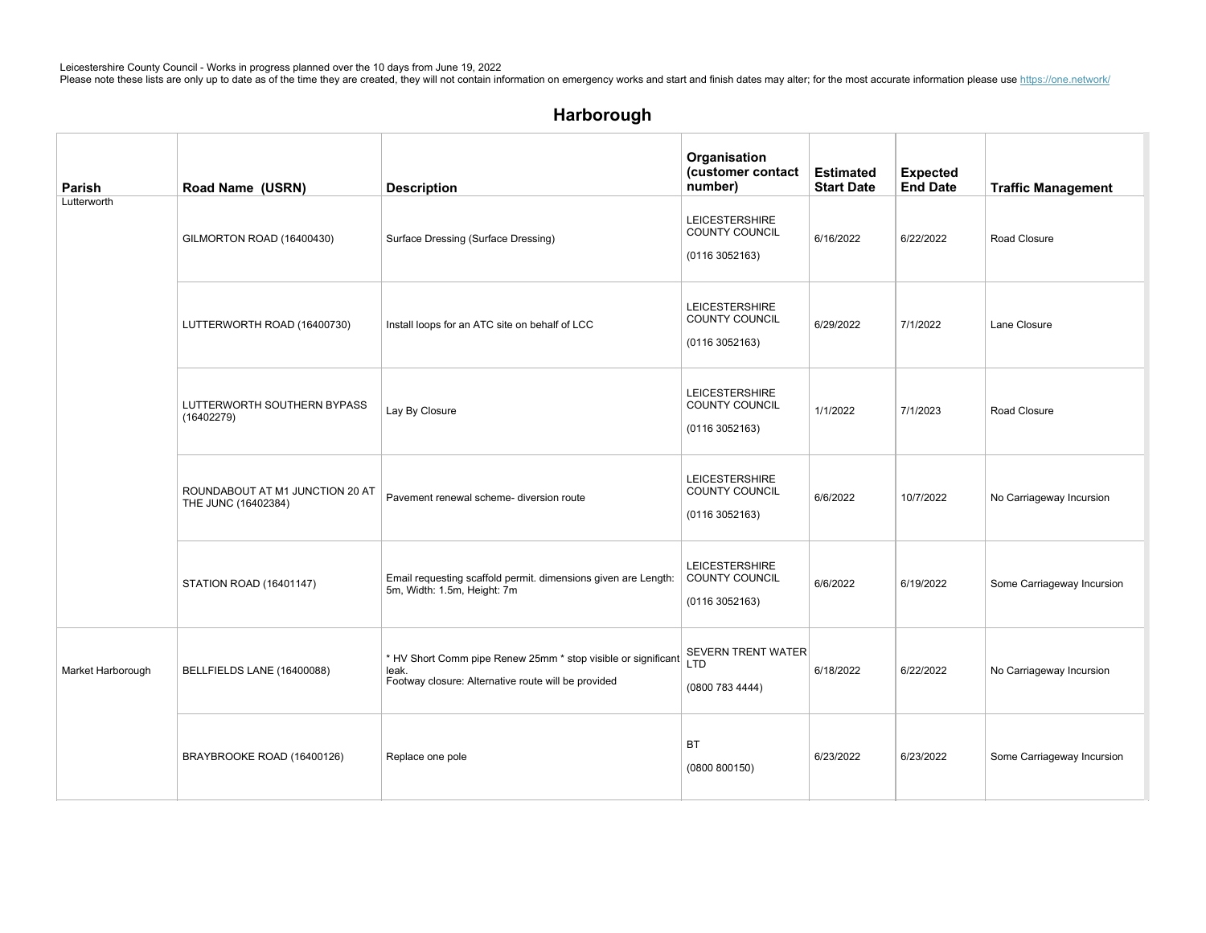Leicestershire County Council - Works in progress planned over the 10 days from June 19, 2022
Please note these lists are only up to date as of the time they are created, they will not contain information on emergency works and start and finish dates may alter; for the most accurate information please use https://one.network/

## Harborough

| Parish | Road Name (USRN) | Description | Organisation (customer contact number) | Estimated Start Date | Expected End Date | Traffic Management |
|---|---|---|---|---|---|---|
| Lutterworth | GILMORTON ROAD (16400430) | Surface Dressing (Surface Dressing) | LEICESTERSHIRE COUNTY COUNCIL (0116 3052163) | 6/16/2022 | 6/22/2022 | Road Closure |
| | LUTTERWORTH ROAD (16400730) | Install loops for an ATC site on behalf of LCC | LEICESTERSHIRE COUNTY COUNCIL (0116 3052163) | 6/29/2022 | 7/1/2022 | Lane Closure |
| | LUTTERWORTH SOUTHERN BYPASS (16402279) | Lay By Closure | LEICESTERSHIRE COUNTY COUNCIL (0116 3052163) | 1/1/2022 | 7/1/2023 | Road Closure |
| | ROUNDABOUT AT M1 JUNCTION 20 AT THE JUNC (16402384) | Pavement renewal scheme- diversion route | LEICESTERSHIRE COUNTY COUNCIL (0116 3052163) | 6/6/2022 | 10/7/2022 | No Carriageway Incursion |
| | STATION ROAD (16401147) | Email requesting scaffold permit. dimensions given are Length: 5m, Width: 1.5m, Height: 7m | LEICESTERSHIRE COUNTY COUNCIL (0116 3052163) | 6/6/2022 | 6/19/2022 | Some Carriageway Incursion |
| Market Harborough | BELLFIELDS LANE (16400088) | * HV Short Comm pipe Renew 25mm * stop visible or significant leak. Footway closure: Alternative route will be provided | SEVERN TRENT WATER LTD (0800 783 4444) | 6/18/2022 | 6/22/2022 | No Carriageway Incursion |
| | BRAYBROOKE ROAD (16400126) | Replace one pole | BT (0800 800150) | 6/23/2022 | 6/23/2022 | Some Carriageway Incursion |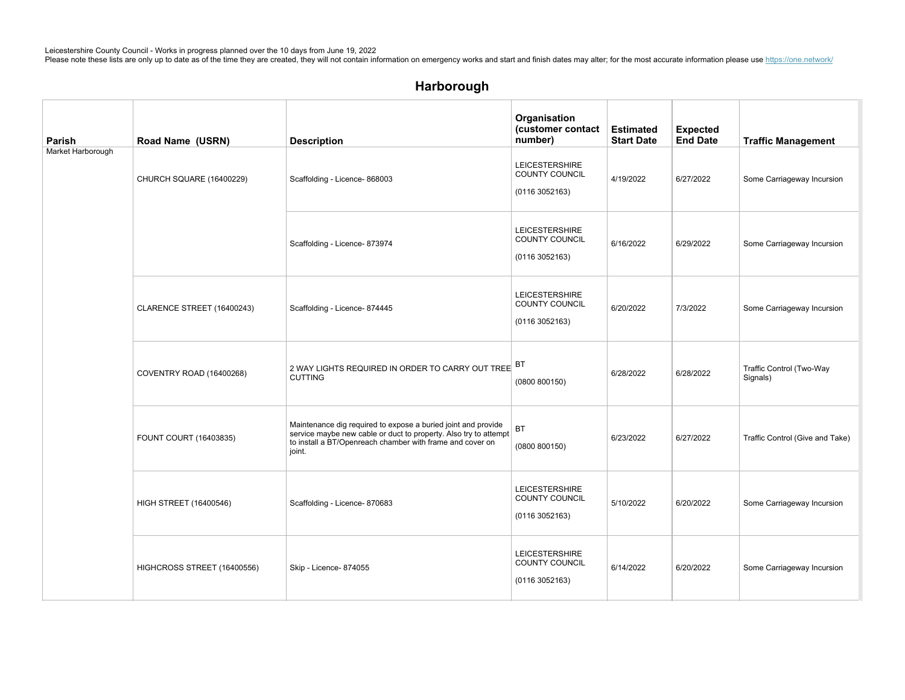Leicestershire County Council - Works in progress planned over the 10 days from June 19, 2022
Please note these lists are only up to date as of the time they are created, they will not contain information on emergency works and start and finish dates may alter; for the most accurate information please use https://one.network/

## Harborough

| Parish | Road Name (USRN) | Description | Organisation (customer contact number) | Estimated Start Date | Expected End Date | Traffic Management |
|---|---|---|---|---|---|---|
| Market Harborough | CHURCH SQUARE (16400229) | Scaffolding - Licence- 868003 | LEICESTERSHIRE COUNTY COUNCIL (0116 3052163) | 4/19/2022 | 6/27/2022 | Some Carriageway Incursion |
| | | Scaffolding - Licence- 873974 | LEICESTERSHIRE COUNTY COUNCIL (0116 3052163) | 6/16/2022 | 6/29/2022 | Some Carriageway Incursion |
| | CLARENCE STREET (16400243) | Scaffolding - Licence- 874445 | LEICESTERSHIRE COUNTY COUNCIL (0116 3052163) | 6/20/2022 | 7/3/2022 | Some Carriageway Incursion |
| | COVENTRY ROAD (16400268) | 2 WAY LIGHTS REQUIRED IN ORDER TO CARRY OUT TREE CUTTING | BT (0800 800150) | 6/28/2022 | 6/28/2022 | Traffic Control (Two-Way Signals) |
| | FOUNT COURT (16403835) | Maintenance dig required to expose a buried joint and provide service maybe new cable or duct to property. Also try to attempt to install a BT/Openreach chamber with frame and cover on joint. | BT (0800 800150) | 6/23/2022 | 6/27/2022 | Traffic Control (Give and Take) |
| | HIGH STREET (16400546) | Scaffolding - Licence- 870683 | LEICESTERSHIRE COUNTY COUNCIL (0116 3052163) | 5/10/2022 | 6/20/2022 | Some Carriageway Incursion |
| | HIGHCROSS STREET (16400556) | Skip - Licence- 874055 | LEICESTERSHIRE COUNTY COUNCIL (0116 3052163) | 6/14/2022 | 6/20/2022 | Some Carriageway Incursion |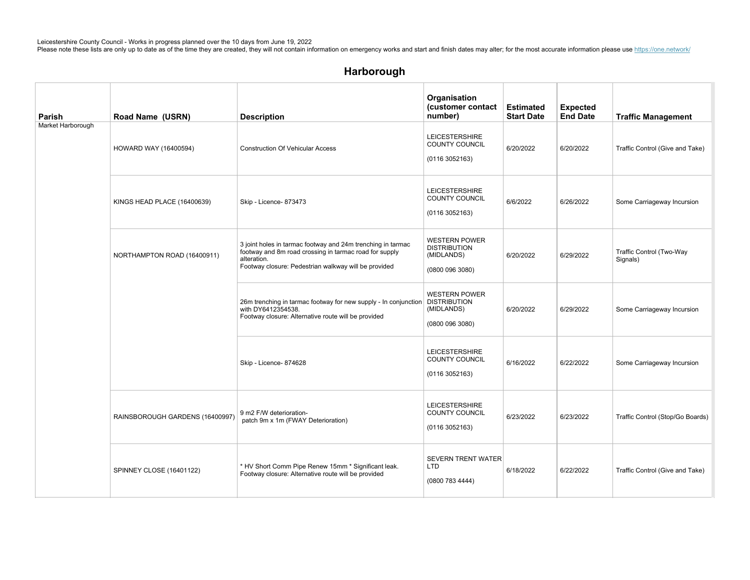Leicestershire County Council - Works in progress planned over the 10 days from June 19, 2022
Please note these lists are only up to date as of the time they are created, they will not contain information on emergency works and start and finish dates may alter; for the most accurate information please use https://one.network/

## Harborough

| Parish | Road Name (USRN) | Description | Organisation (customer contact number) | Estimated Start Date | Expected End Date | Traffic Management |
|---|---|---|---|---|---|---|
| Market Harborough | HOWARD WAY (16400594) | Construction Of Vehicular Access | LEICESTERSHIRE COUNTY COUNCIL (0116 3052163) | 6/20/2022 | 6/20/2022 | Traffic Control (Give and Take) |
| | KINGS HEAD PLACE (16400639) | Skip - Licence- 873473 | LEICESTERSHIRE COUNTY COUNCIL (0116 3052163) | 6/6/2022 | 6/26/2022 | Some Carriageway Incursion |
| | NORTHAMPTON ROAD (16400911) | 3 joint holes in tarmac footway and 24m trenching in tarmac footway and 8m road crossing in tarmac road for supply alteration. Footway closure: Pedestrian walkway will be provided | WESTERN POWER DISTRIBUTION (MIDLANDS) (0800 096 3080) | 6/20/2022 | 6/29/2022 | Traffic Control (Two-Way Signals) |
| | | 26m trenching in tarmac footway for new supply - In conjunction with DY6412354538. Footway closure: Alternative route will be provided | WESTERN POWER DISTRIBUTION (MIDLANDS) (0800 096 3080) | 6/20/2022 | 6/29/2022 | Some Carriageway Incursion |
| | | Skip - Licence- 874628 | LEICESTERSHIRE COUNTY COUNCIL (0116 3052163) | 6/16/2022 | 6/22/2022 | Some Carriageway Incursion |
| | RAINSBOROUGH GARDENS (16400997) | 9 m2 F/W deterioration- patch 9m x 1m (FWAY Deterioration) | LEICESTERSHIRE COUNTY COUNCIL (0116 3052163) | 6/23/2022 | 6/23/2022 | Traffic Control (Stop/Go Boards) |
| | SPINNEY CLOSE (16401122) | * HV Short Comm Pipe Renew 15mm * Significant leak. Footway closure: Alternative route will be provided | SEVERN TRENT WATER LTD (0800 783 4444) | 6/18/2022 | 6/22/2022 | Traffic Control (Give and Take) |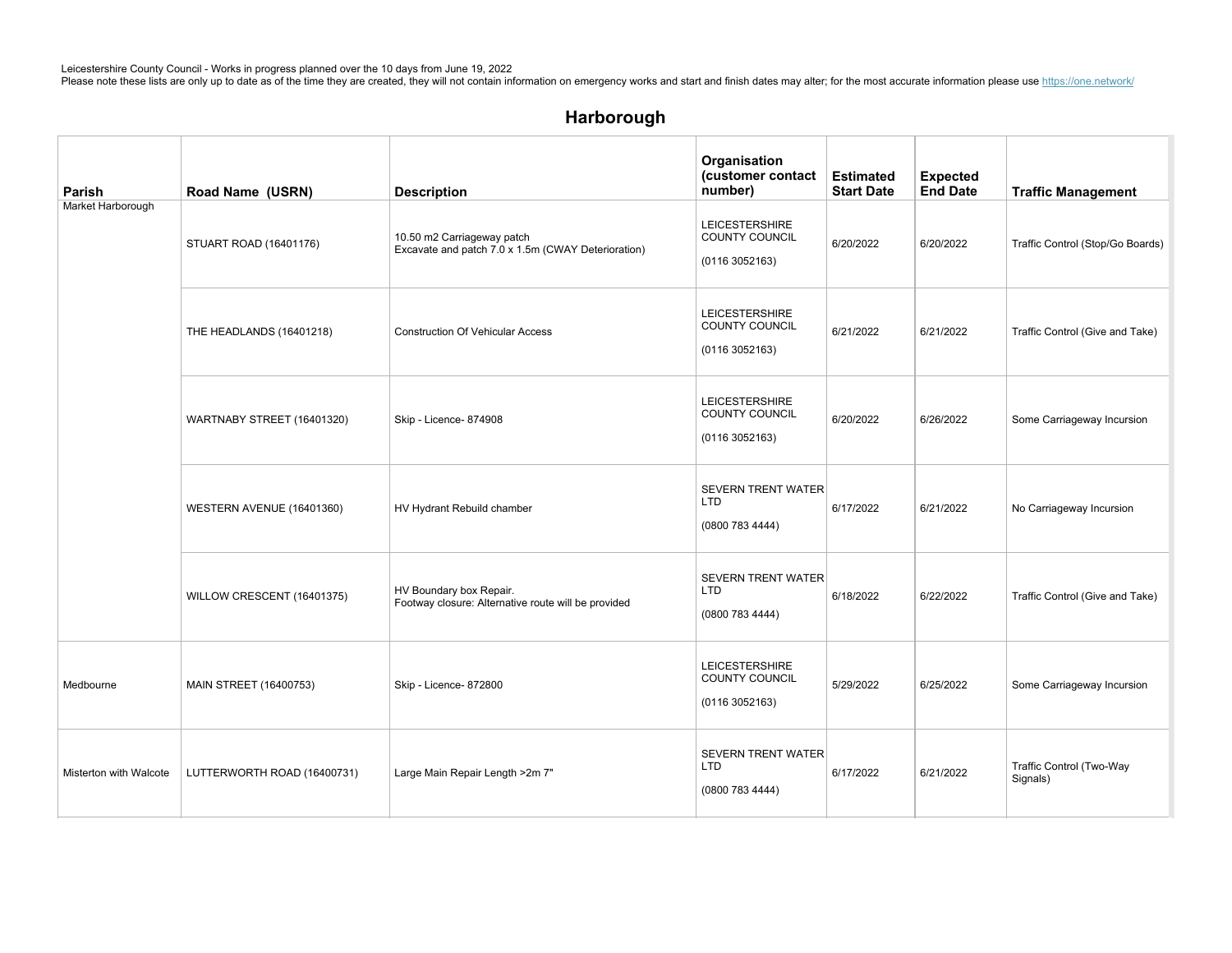Leicestershire County Council - Works in progress planned over the 10 days from June 19, 2022
Please note these lists are only up to date as of the time they are created, they will not contain information on emergency works and start and finish dates may alter; for the most accurate information please use https://one.network/

## Harborough

| Parish | Road Name (USRN) | Description | Organisation (customer contact number) | Estimated Start Date | Expected End Date | Traffic Management |
|---|---|---|---|---|---|---|
| Market Harborough | STUART ROAD (16401176) | 10.50 m2 Carriageway patch<br>Excavate and patch 7.0 x 1.5m (CWAY Deterioration) | LEICESTERSHIRE COUNTY COUNCIL<br>(0116 3052163) | 6/20/2022 | 6/20/2022 | Traffic Control (Stop/Go Boards) |
| | THE HEADLANDS (16401218) | Construction Of Vehicular Access | LEICESTERSHIRE COUNTY COUNCIL<br>(0116 3052163) | 6/21/2022 | 6/21/2022 | Traffic Control (Give and Take) |
| | WARTNABY STREET (16401320) | Skip - Licence- 874908 | LEICESTERSHIRE COUNTY COUNCIL<br>(0116 3052163) | 6/20/2022 | 6/26/2022 | Some Carriageway Incursion |
| | WESTERN AVENUE (16401360) | HV Hydrant Rebuild chamber | SEVERN TRENT WATER LTD<br>(0800 783 4444) | 6/17/2022 | 6/21/2022 | No Carriageway Incursion |
| | WILLOW CRESCENT (16401375) | HV Boundary box Repair.<br>Footway closure: Alternative route will be provided | SEVERN TRENT WATER LTD<br>(0800 783 4444) | 6/18/2022 | 6/22/2022 | Traffic Control (Give and Take) |
| Medbourne | MAIN STREET (16400753) | Skip - Licence- 872800 | LEICESTERSHIRE COUNTY COUNCIL<br>(0116 3052163) | 5/29/2022 | 6/25/2022 | Some Carriageway Incursion |
| Misterton with Walcote | LUTTERWORTH ROAD (16400731) | Large Main Repair Length >2m 7" | SEVERN TRENT WATER LTD<br>(0800 783 4444) | 6/17/2022 | 6/21/2022 | Traffic Control (Two-Way Signals) |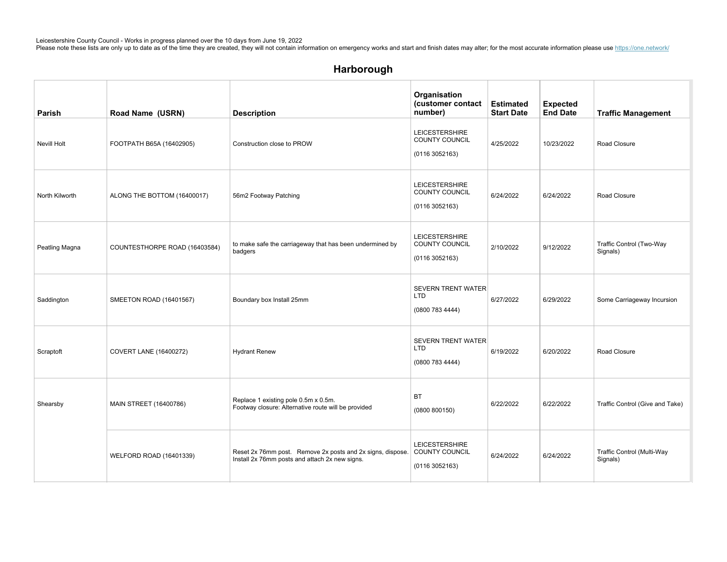Leicestershire County Council - Works in progress planned over the 10 days from June 19, 2022
Please note these lists are only up to date as of the time they are created, they will not contain information on emergency works and start and finish dates may alter; for the most accurate information please use https://one.network/

## Harborough

| Parish | Road Name (USRN) | Description | Organisation (customer contact number) | Estimated Start Date | Expected End Date | Traffic Management |
|---|---|---|---|---|---|---|
| Nevill Holt | FOOTPATH B65A (16402905) | Construction close to PROW | LEICESTERSHIRE COUNTY COUNCIL (0116 3052163) | 4/25/2022 | 10/23/2022 | Road Closure |
| North Kilworth | ALONG THE BOTTOM (16400017) | 56m2 Footway Patching | LEICESTERSHIRE COUNTY COUNCIL (0116 3052163) | 6/24/2022 | 6/24/2022 | Road Closure |
| Peatling Magna | COUNTESTHORPE ROAD (16403584) | to make safe the carriageway that has been undermined by badgers | LEICESTERSHIRE COUNTY COUNCIL (0116 3052163) | 2/10/2022 | 9/12/2022 | Traffic Control (Two-Way Signals) |
| Saddington | SMEETON ROAD (16401567) | Boundary box Install 25mm | SEVERN TRENT WATER LTD (0800 783 4444) | 6/27/2022 | 6/29/2022 | Some Carriageway Incursion |
| Scraptoft | COVERT LANE (16400272) | Hydrant Renew | SEVERN TRENT WATER LTD (0800 783 4444) | 6/19/2022 | 6/20/2022 | Road Closure |
| Shearsby | MAIN STREET (16400786) | Replace 1 existing pole 0.5m x 0.5m. Footway closure: Alternative route will be provided | BT (0800 800150) | 6/22/2022 | 6/22/2022 | Traffic Control (Give and Take) |
| | WELFORD ROAD (16401339) | Reset 2x 76mm post. Remove 2x posts and 2x signs, dispose. Install 2x 76mm posts and attach 2x new signs. | LEICESTERSHIRE COUNTY COUNCIL (0116 3052163) | 6/24/2022 | 6/24/2022 | Traffic Control (Multi-Way Signals) |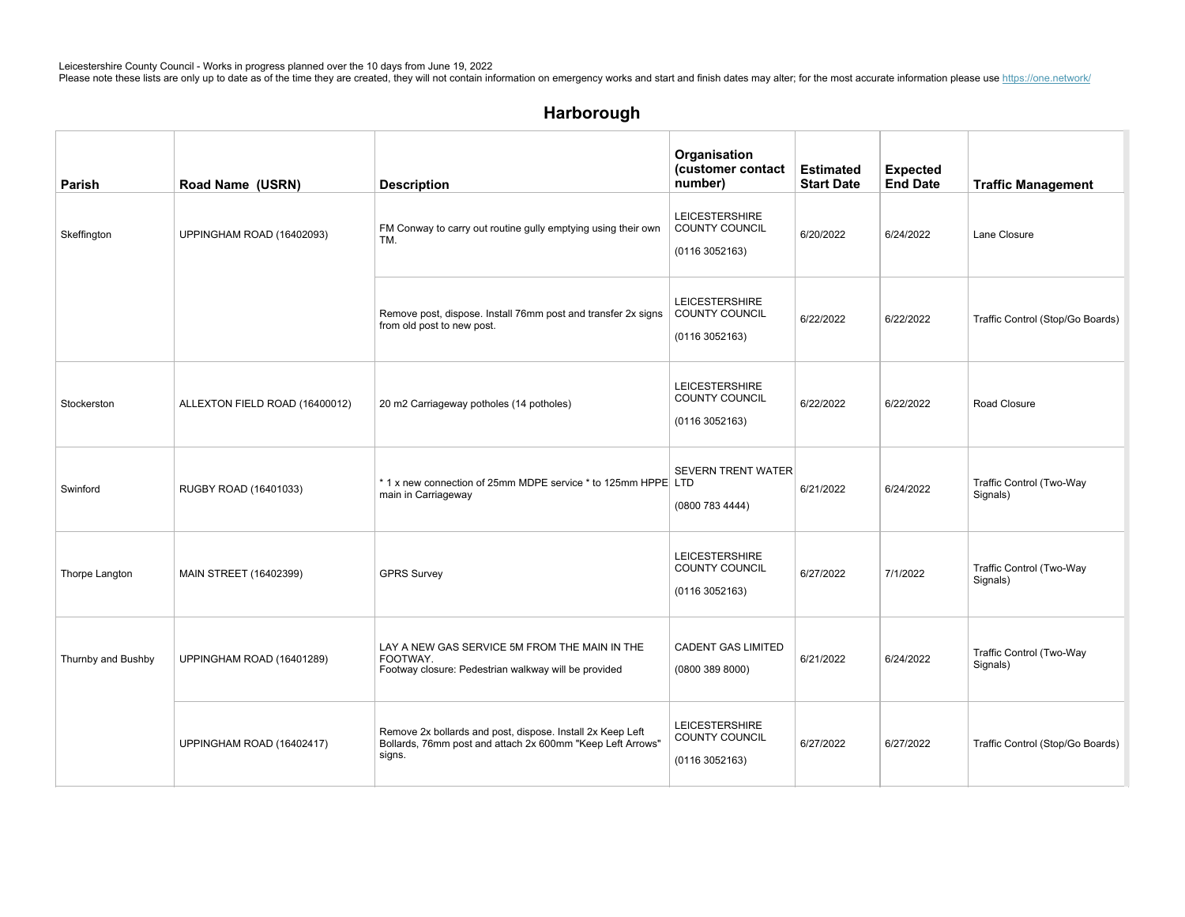Leicestershire County Council - Works in progress planned over the 10 days from June 19, 2022
Please note these lists are only up to date as of the time they are created, they will not contain information on emergency works and start and finish dates may alter; for the most accurate information please use https://one.network/

## Harborough

| Parish | Road Name (USRN) | Description | Organisation (customer contact number) | Estimated Start Date | Expected End Date | Traffic Management |
|---|---|---|---|---|---|---|
| Skeffington | UPPINGHAM ROAD (16402093) | FM Conway to carry out routine gully emptying using their own TM. | LEICESTERSHIRE COUNTY COUNCIL (0116 3052163) | 6/20/2022 | 6/24/2022 | Lane Closure |
| | | Remove post, dispose. Install 76mm post and transfer 2x signs from old post to new post. | LEICESTERSHIRE COUNTY COUNCIL (0116 3052163) | 6/22/2022 | 6/22/2022 | Traffic Control (Stop/Go Boards) |
| Stockerston | ALLEXTON FIELD ROAD (16400012) | 20 m2 Carriageway potholes (14 potholes) | LEICESTERSHIRE COUNTY COUNCIL (0116 3052163) | 6/22/2022 | 6/22/2022 | Road Closure |
| Swinford | RUGBY ROAD (16401033) | * 1 x new connection of 25mm MDPE service * to 125mm HPPE main in Carriageway | SEVERN TRENT WATER LTD (0800 783 4444) | 6/21/2022 | 6/24/2022 | Traffic Control (Two-Way Signals) |
| Thorpe Langton | MAIN STREET (16402399) | GPRS Survey | LEICESTERSHIRE COUNTY COUNCIL (0116 3052163) | 6/27/2022 | 7/1/2022 | Traffic Control (Two-Way Signals) |
| Thurnby and Bushby | UPPINGHAM ROAD (16401289) | LAY A NEW GAS SERVICE 5M FROM THE MAIN IN THE FOOTWAY. Footway closure: Pedestrian walkway will be provided | CADENT GAS LIMITED (0800 389 8000) | 6/21/2022 | 6/24/2022 | Traffic Control (Two-Way Signals) |
| | UPPINGHAM ROAD (16402417) | Remove 2x bollards and post, dispose. Install 2x Keep Left Bollards, 76mm post and attach 2x 600mm "Keep Left Arrows" signs. | LEICESTERSHIRE COUNTY COUNCIL (0116 3052163) | 6/27/2022 | 6/27/2022 | Traffic Control (Stop/Go Boards) |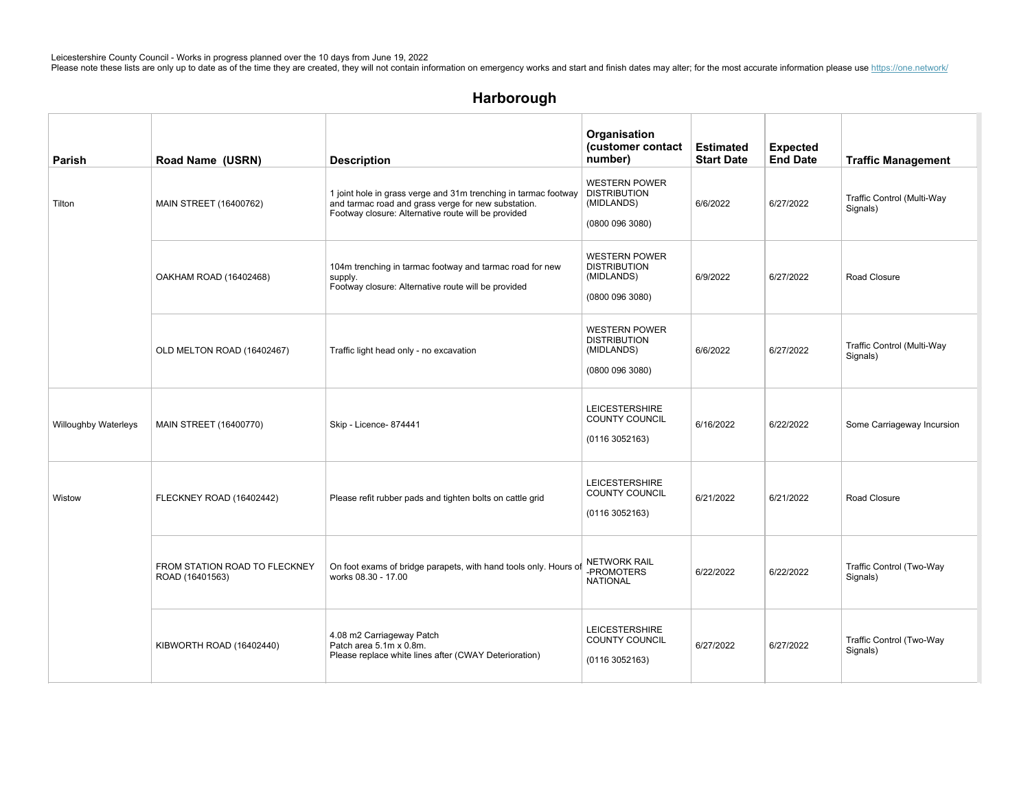Leicestershire County Council - Works in progress planned over the 10 days from June 19, 2022
Please note these lists are only up to date as of the time they are created, they will not contain information on emergency works and start and finish dates may alter; for the most accurate information please use https://one.network/

## Harborough

| Parish | Road Name (USRN) | Description | Organisation (customer contact number) | Estimated Start Date | Expected End Date | Traffic Management |
|---|---|---|---|---|---|---|
| Tilton | MAIN STREET (16400762) | 1 joint hole in grass verge and 31m trenching in tarmac footway and tarmac road and grass verge for new substation. Footway closure: Alternative route will be provided | WESTERN POWER DISTRIBUTION (MIDLANDS) (0800 096 3080) | 6/6/2022 | 6/27/2022 | Traffic Control (Multi-Way Signals) |
| | OAKHAM ROAD (16402468) | 104m trenching in tarmac footway and tarmac road for new supply. Footway closure: Alternative route will be provided | WESTERN POWER DISTRIBUTION (MIDLANDS) (0800 096 3080) | 6/9/2022 | 6/27/2022 | Road Closure |
| | OLD MELTON ROAD (16402467) | Traffic light head only - no excavation | WESTERN POWER DISTRIBUTION (MIDLANDS) (0800 096 3080) | 6/6/2022 | 6/27/2022 | Traffic Control (Multi-Way Signals) |
| Willoughby Waterleys | MAIN STREET (16400770) | Skip - Licence- 874441 | LEICESTERSHIRE COUNTY COUNCIL (0116 3052163) | 6/16/2022 | 6/22/2022 | Some Carriageway Incursion |
| Wistow | FLECKNEY ROAD (16402442) | Please refit rubber pads and tighten bolts on cattle grid | LEICESTERSHIRE COUNTY COUNCIL (0116 3052163) | 6/21/2022 | 6/21/2022 | Road Closure |
| | FROM STATION ROAD TO FLECKNEY ROAD (16401563) | On foot exams of bridge parapets, with hand tools only. Hours of works 08.30 - 17.00 | NETWORK RAIL -PROMOTERS NATIONAL | 6/22/2022 | 6/22/2022 | Traffic Control (Two-Way Signals) |
| | KIBWORTH ROAD (16402440) | 4.08 m2 Carriageway Patch Patch area 5.1m x 0.8m. Please replace white lines after (CWAY Deterioration) | LEICESTERSHIRE COUNTY COUNCIL (0116 3052163) | 6/27/2022 | 6/27/2022 | Traffic Control (Two-Way Signals) |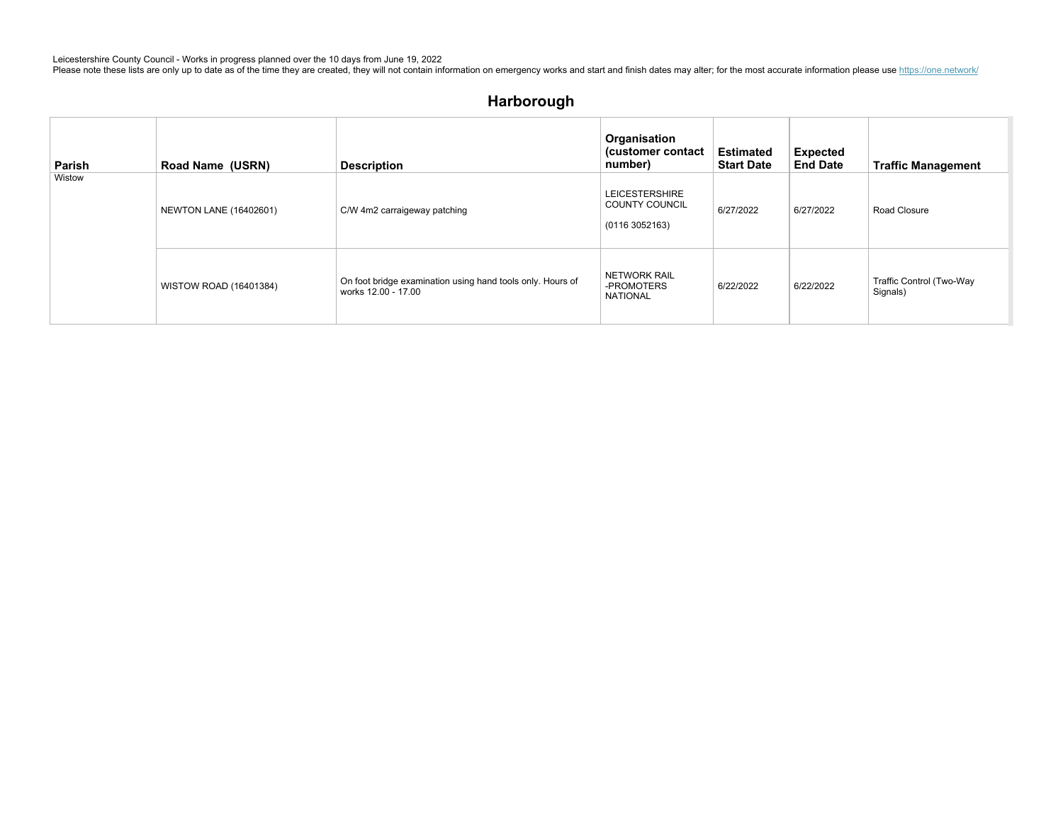Leicestershire County Council - Works in progress planned over the 10 days from June 19, 2022
Please note these lists are only up to date as of the time they are created, they will not contain information on emergency works and start and finish dates may alter; for the most accurate information please use https://one.network/

## Harborough

| Parish | Road Name (USRN) | Description | Organisation (customer contact number) | Estimated Start Date | Expected End Date | Traffic Management |
|---|---|---|---|---|---|---|
| Wistow | NEWTON LANE (16402601) | C/W 4m2 carraigeway patching | LEICESTERSHIRE COUNTY COUNCIL (0116 3052163) | 6/27/2022 | 6/27/2022 | Road Closure |
| | WISTOW ROAD (16401384) | On foot bridge examination using hand tools only. Hours of works 12.00 - 17.00 | NETWORK RAIL -PROMOTERS NATIONAL | 6/22/2022 | 6/22/2022 | Traffic Control (Two-Way Signals) |